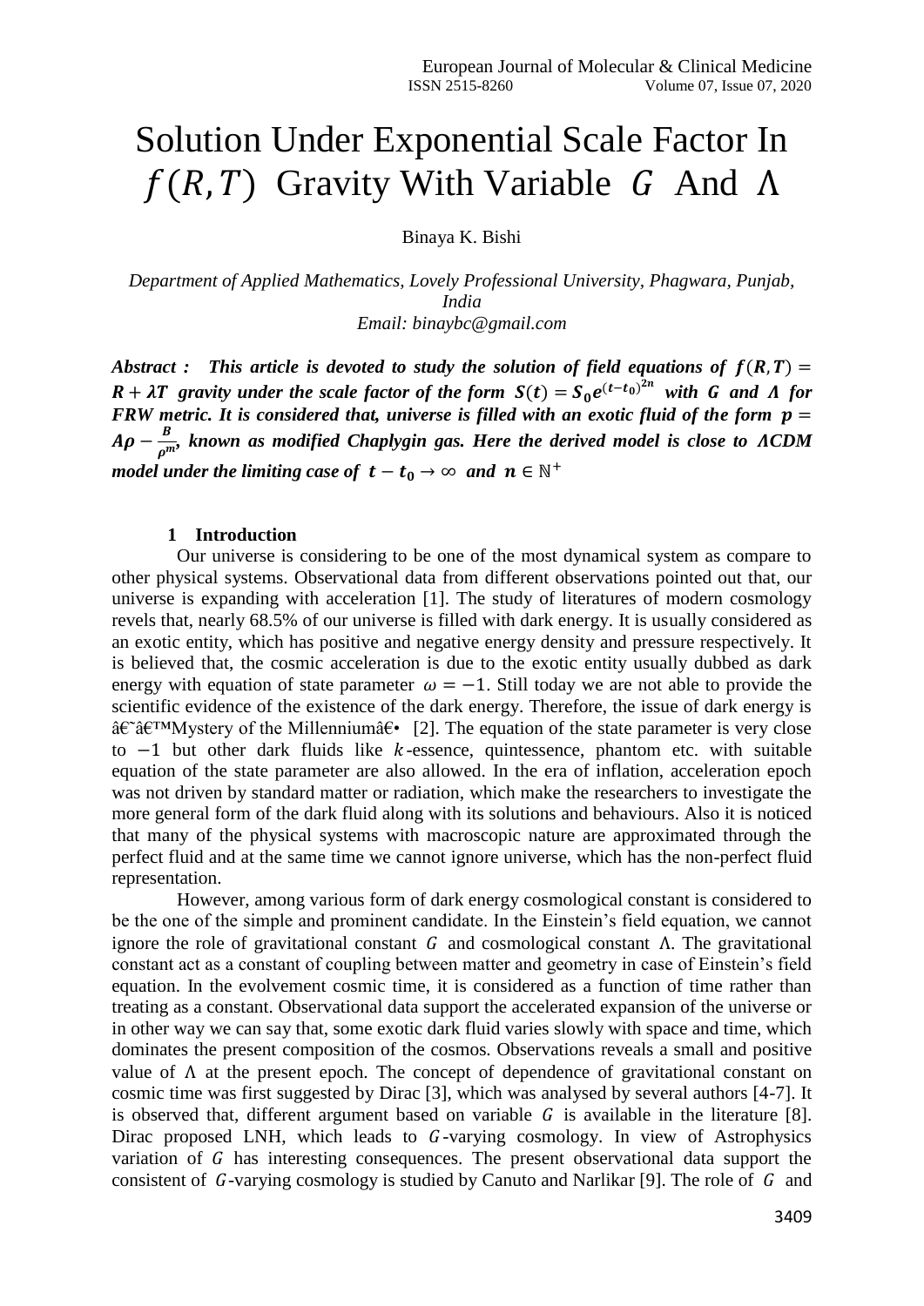# Solution Under Exponential Scale Factor In $f(R,T)$ Gravity With Variable $G$ And $\Lambda$

Binaya K. Bishi

*Department of Applied Mathematics, Lovely Professional University, Phagwara, Punjab, India*
*Email: binaybc@gmail.com*

***Abstract : This article is devoted to study the solution of field equations of $f(R,T) = R + \lambda T$ gravity under the scale factor of the form $S(t) = S_0 e^{(t-t_0)^{2n}}$ with $G$ and $\Lambda$ for FRW metric. It is considered that, universe is filled with an exotic fluid of the form $p = A\rho - \frac{B}{\rho^m}$, known as modified Chaplygin gas. Here the derived model is close to ΛCDM model under the limiting case of $t - t_0 \to \infty$ and $n \in \mathbb{N}^+$***

## 1 Introduction

Our universe is considering to be one of the most dynamical system as compare to other physical systems. Observational data from different observations pointed out that, our universe is expanding with acceleration [1]. The study of literatures of modern cosmology revels that, nearly 68.5% of our universe is filled with dark energy. It is usually considered as an exotic entity, which has positive and negative energy density and pressure respectively. It is believed that, the cosmic acceleration is due to the exotic entity usually dubbed as dark energy with equation of state parameter $\omega = -1$. Still today we are not able to provide the scientific evidence of the existence of the dark energy. Therefore, the issue of dark energy is â€˜â€™Mystery of the Millenniumâ€• [2]. The equation of the state parameter is very close to $-1$ but other dark fluids like $k$-essence, quintessence, phantom etc. with suitable equation of the state parameter are also allowed. In the era of inflation, acceleration epoch was not driven by standard matter or radiation, which make the researchers to investigate the more general form of the dark fluid along with its solutions and behaviours. Also it is noticed that many of the physical systems with macroscopic nature are approximated through the perfect fluid and at the same time we cannot ignore universe, which has the non-perfect fluid representation.

However, among various form of dark energy cosmological constant is considered to be the one of the simple and prominent candidate. In the Einstein's field equation, we cannot ignore the role of gravitational constant $G$ and cosmological constant $\Lambda$. The gravitational constant act as a constant of coupling between matter and geometry in case of Einstein's field equation. In the evolvement cosmic time, it is considered as a function of time rather than treating as a constant. Observational data support the accelerated expansion of the universe or in other way we can say that, some exotic dark fluid varies slowly with space and time, which dominates the present composition of the cosmos. Observations reveals a small and positive value of $\Lambda$ at the present epoch. The concept of dependence of gravitational constant on cosmic time was first suggested by Dirac [3], which was analysed by several authors [4-7]. It is observed that, different argument based on variable $G$ is available in the literature [8]. Dirac proposed LNH, which leads to $G$-varying cosmology. In view of Astrophysics variation of $G$ has interesting consequences. The present observational data support the consistent of $G$-varying cosmology is studied by Canuto and Narlikar [9]. The role of $G$ and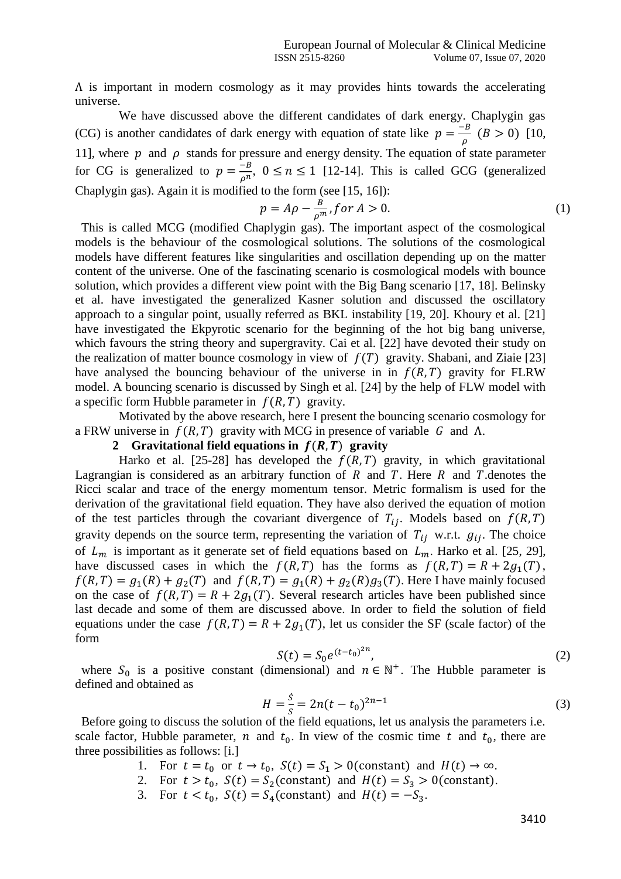$\Lambda$ is important in modern cosmology as it may provides hints towards the accelerating universe.

We have discussed above the different candidates of dark energy. Chaplygin gas (CG) is another candidates of dark energy with equation of state like $p = \frac{-B}{\rho}$ $(B > 0)$ [10, 11], where $p$ and $\rho$ stands for pressure and energy density. The equation of state parameter for CG is generalized to $p = \frac{-B}{\rho^n}$, $0 \leq n \leq 1$ [12-14]. This is called GCG (generalized Chaplygin gas). Again it is modified to the form (see [15, 16]):

$$p = A\rho - \frac{B}{\rho^m}, for\ A > 0. \tag{1}$$

This is called MCG (modified Chaplygin gas). The important aspect of the cosmological models is the behaviour of the cosmological solutions. The solutions of the cosmological models have different features like singularities and oscillation depending up on the matter content of the universe. One of the fascinating scenario is cosmological models with bounce solution, which provides a different view point with the Big Bang scenario [17, 18]. Belinsky et al. have investigated the generalized Kasner solution and discussed the oscillatory approach to a singular point, usually referred as BKL instability [19, 20]. Khoury et al. [21] have investigated the Ekpyrotic scenario for the beginning of the hot big bang universe, which favours the string theory and supergravity. Cai et al. [22] have devoted their study on the realization of matter bounce cosmology in view of $f(T)$ gravity. Shabani, and Ziaie [23] have analysed the bouncing behaviour of the universe in in $f(R,T)$ gravity for FLRW model. A bouncing scenario is discussed by Singh et al. [24] by the help of FLW model with a specific form Hubble parameter in $f(R,T)$ gravity.

Motivated by the above research, here I present the bouncing scenario cosmology for a FRW universe in $f(R,T)$ gravity with MCG in presence of variable $G$ and $\Lambda$.

## 2 Gravitational field equations in $f(R,T)$ gravity

Harko et al. [25-28] has developed the $f(R,T)$ gravity, in which gravitational Lagrangian is considered as an arbitrary function of $R$ and $T$. Here $R$ and $T$.denotes the Ricci scalar and trace of the energy momentum tensor. Metric formalism is used for the derivation of the gravitational field equation. They have also derived the equation of motion of the test particles through the covariant divergence of $T_{ij}$. Models based on $f(R,T)$ gravity depends on the source term, representing the variation of $T_{ij}$ w.r.t. $g_{ij}$. The choice of $L_m$ is important as it generate set of field equations based on $L_m$. Harko et al. [25, 29], have discussed cases in which the $f(R,T)$ has the forms as $f(R,T) = R + 2g_1(T)$, $f(R,T) = g_1(R) + g_2(T)$ and $f(R,T) = g_1(R) + g_2(R)g_3(T)$. Here I have mainly focused on the case of $f(R,T) = R + 2g_1(T)$. Several research articles have been published since last decade and some of them are discussed above. In order to field the solution of field equations under the case $f(R,T) = R + 2g_1(T)$, let us consider the SF (scale factor) of the form

$$S(t) = S_0 e^{(t-t_0)^{2n}}, \tag{2}$$

where $S_0$ is a positive constant (dimensional) and $n \in \mathbb{N}^+$. The Hubble parameter is defined and obtained as

$$H = \frac{\dot{S}}{S} = 2n(t - t_0)^{2n-1} \tag{3}$$

Before going to discuss the solution of the field equations, let us analysis the parameters i.e. scale factor, Hubble parameter, $n$ and $t_0$. In view of the cosmic time $t$ and $t_0$, there are three possibilities as follows: [i.]

1. For $t = t_0$ or $t \to t_0$, $S(t) = S_1 > 0$(constant) and $H(t) \to \infty$.
2. For $t > t_0$, $S(t) = S_2$(constant) and $H(t) = S_3 > 0$(constant).
3. For $t < t_0$, $S(t) = S_4$(constant) and $H(t) = -S_3$.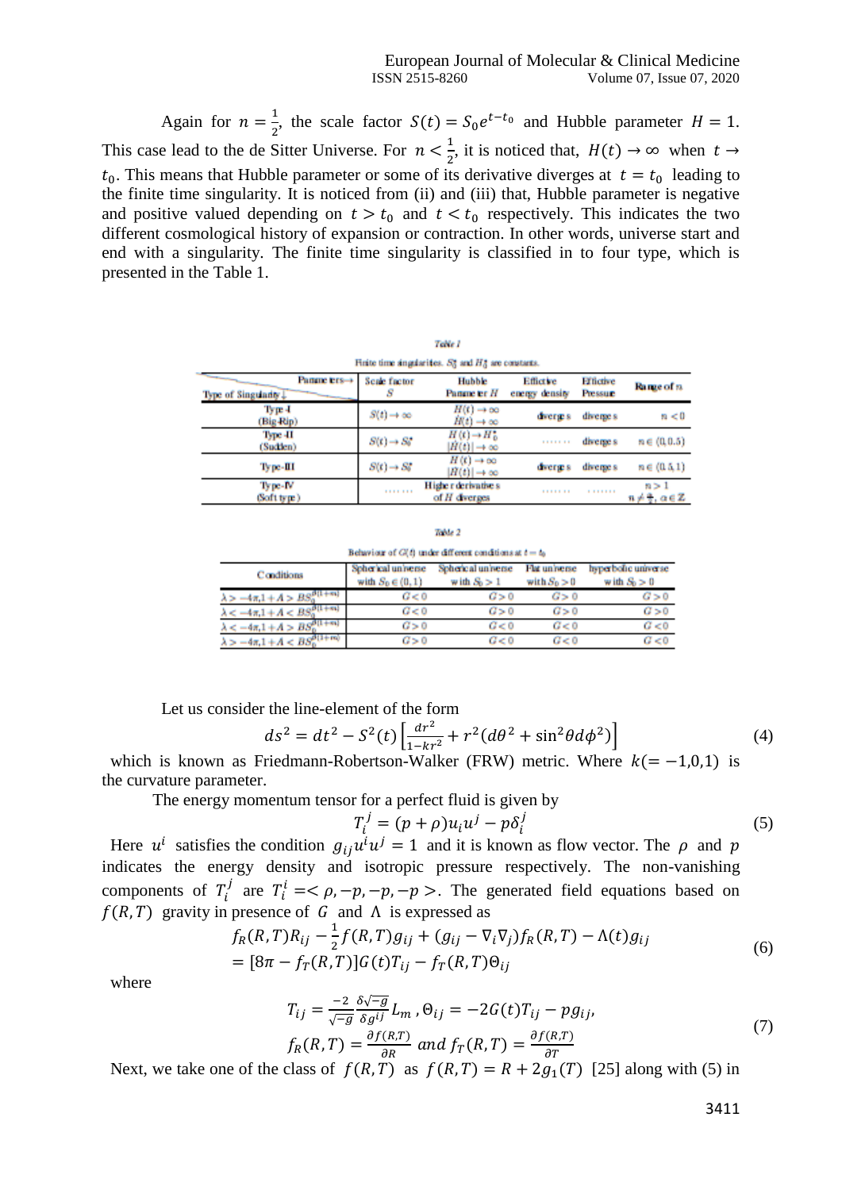Again for $n = \frac{1}{2}$, the scale factor $S(t) = S_0 e^{t-t_0}$ and Hubble parameter $H = 1$. This case lead to the de Sitter Universe. For $n < \frac{1}{2}$, it is noticed that, $H(t) \to \infty$ when $t \to t_0$. This means that Hubble parameter or some of its derivative diverges at $t = t_0$ leading to the finite time singularity. It is noticed from (ii) and (iii) that, Hubble parameter is negative and positive valued depending on $t > t_0$ and $t < t_0$ respectively. This indicates the two different cosmological history of expansion or contraction. In other words, universe start and end with a singularity. The finite time singularity is classified in to four type, which is presented in the Table 1.

*Table 1*

Finite time singularities. $S_0^*$ and $H_0^*$ are constants.

| Parameters→ / Type of Singularity↓ | Scale factor $S$ | Hubble Parameter $H$ | Effective energy density | Effective Pressure | Range of $n$ |
|---|---|---|---|---|---|
| Type-I (Big-Rip) | $S(t) \to \infty$ | $H(t) \to \infty$, $\dot{H}(t) \to \infty$ | diverges | diverges | $n < 0$ |
| Type-II (Sudden) | $S(t) \to S_0^*$ | $H(t) \to H_0^*$, $\lvert \dot{H}(t) \rvert \to \infty$ | ....... | diverges | $n \in (0, 0.5)$ |
| Type-III | $S(t) \to S_0^*$ | $H(t) \to \infty$, $\lvert \dot{H}(t) \rvert \to \infty$ | diverges | diverges | $n \in (0.5, 1)$ |
| Type-IV (Soft type) | ....... | Higher derivatives of $H$ diverges | ....... | ....... | $n > 1$, $n \neq \frac{a}{2}, a \in \mathbb{Z}$ |

*Table 2*

Behaviour of $G(t)$ under different conditions at $t = t_0$

| Conditions | Spherical universe with $S_0 \in (0,1)$ | Spherical universe with $S_0 > 1$ | Flat universe with $S_0 > 0$ | hyperbolic universe with $S_0 > 0$ |
|---|---|---|---|---|
| $\lambda > -4\pi, 1 + A > BS_0^{\beta(1+\alpha)}$ | $G < 0$ | $G > 0$ | $G > 0$ | $G > 0$ |
| $\lambda < -4\pi, 1 + A < BS_0^{\beta(1+\alpha)}$ | $G < 0$ | $G > 0$ | $G > 0$ | $G > 0$ |
| $\lambda < -4\pi, 1 + A > BS_0^{\beta(1+\alpha)}$ | $G > 0$ | $G < 0$ | $G < 0$ | $G < 0$ |
| $\lambda > -4\pi, 1 + A < BS_0^{\beta(1+\alpha)}$ | $G > 0$ | $G < 0$ | $G < 0$ | $G < 0$ |

Let us consider the line-element of the form

$$ds^2 = dt^2 - S^2(t)\left[\frac{dr^2}{1-kr^2} + r^2(d\theta^2 + \sin^2\theta d\phi^2)\right] \tag{4}$$

which is known as Friedmann-Robertson-Walker (FRW) metric. Where $k(= -1,0,1)$ is the curvature parameter.

The energy momentum tensor for a perfect fluid is given by

$$T_i^j = (p+\rho)u_i u^j - p\delta_i^j \tag{5}$$

Here $u^i$ satisfies the condition $g_{ij}u^i u^j = 1$ and it is known as flow vector. The $\rho$ and $p$ indicates the energy density and isotropic pressure respectively. The non-vanishing components of $T_i^j$ are $T_i^i = <\rho, -p, -p, -p>$. The generated field equations based on $f(R,T)$ gravity in presence of $G$ and $\Lambda$ is expressed as

$$\begin{aligned} &f_R(R,T)R_{ij} - \frac{1}{2}f(R,T)g_{ij} + (g_{ij} - \nabla_i\nabla_j)f_R(R,T) - \Lambda(t)g_{ij} \\ &= [8\pi - f_T(R,T)]G(t)T_{ij} - f_T(R,T)\Theta_{ij} \end{aligned} \tag{6}$$

where

$$\begin{aligned} &T_{ij} = \frac{-2}{\sqrt{-g}}\frac{\delta\sqrt{-g}}{\delta g^{ij}}L_m, \Theta_{ij} = -2G(t)T_{ij} - pg_{ij}, \\ &f_R(R,T) = \frac{\partial f(R,T)}{\partial R} \; and \; f_T(R,T) = \frac{\partial f(R,T)}{\partial T} \end{aligned} \tag{7}$$

Next, we take one of the class of $f(R,T)$ as $f(R,T) = R + 2g_1(T)$ [25] along with (5) in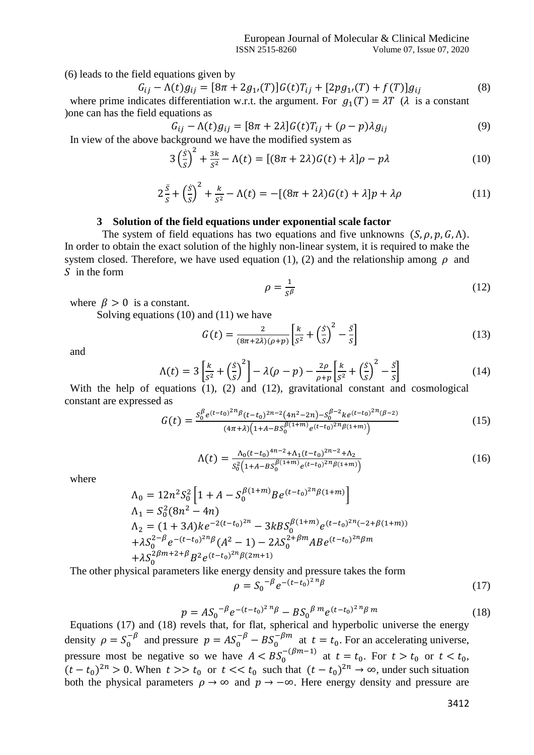(6) leads to the field equations given by

$$G_{ij} - \Lambda(t)g_{ij} = [8\pi + 2g_{1'}(T)]G(t)T_{ij} + [2pg_{1'}(T) + f(T)]g_{ij} \tag{8}$$

where prime indicates differentiation w.r.t. the argument. For $g_1(T) = \lambda T$ ($\lambda$ is a constant )one can has the field equations as

$$G_{ij} - \Lambda(t)g_{ij} = [8\pi + 2\lambda]G(t)T_{ij} + (\rho - p)\lambda g_{ij} \tag{9}$$

In view of the above background we have the modified system as

$$3\left(\frac{\dot{S}}{S}\right)^2 + \frac{3k}{S^2} - \Lambda(t) = [(8\pi + 2\lambda)G(t) + \lambda]\rho - p\lambda \tag{10}$$

$$2\frac{\ddot{S}}{S} + \left(\frac{\dot{S}}{S}\right)^2 + \frac{k}{S^2} - \Lambda(t) = -[(8\pi + 2\lambda)G(t) + \lambda]p + \lambda\rho \tag{11}$$

## 3 Solution of the field equations under exponential scale factor

The system of field equations has two equations and five unknowns $(S, \rho, p, G, \Lambda)$. In order to obtain the exact solution of the highly non-linear system, it is required to make the system closed. Therefore, we have used equation (1), (2) and the relationship among $\rho$ and $S$ in the form

$$\rho = \frac{1}{S^\beta} \tag{12}$$

where $\beta > 0$ is a constant.

Solving equations (10) and (11) we have

$$G(t) = \frac{2}{(8\pi + 2\lambda)(\rho + p)}\left[\frac{k}{S^2} + \left(\frac{\dot{S}}{S}\right)^2 - \frac{\ddot{S}}{S}\right] \tag{13}$$

and

$$\Lambda(t) = 3\left[\frac{k}{S^2} + \left(\frac{\dot{S}}{S}\right)^2\right] - \lambda(\rho - p) - \frac{2\rho}{\rho + p}\left[\frac{k}{S^2} + \left(\frac{\dot{S}}{S}\right)^2 - \frac{\ddot{S}}{S}\right] \tag{14}$$

With the help of equations (1), (2) and (12), gravitational constant and cosmological constant are expressed as

$$G(t) = \frac{S_0^\beta e^{(t-t_0)^{2n}\beta}(t-t_0)^{2n-2}(4n^2 - 2n) - S_0^{\beta-2} k e^{(t-t_0)^{2n}(\beta-2)}}{(4\pi + \lambda)\left(1 + A - BS_0^{\beta(1+m)}e^{(t-t_0)^{2n}\beta(1+m)}\right)} \tag{15}$$

$$\Lambda(t) = \frac{\Lambda_0(t-t_0)^{4n-2} + \Lambda_1(t-t_0)^{2n-2} + \Lambda_2}{S_0^2\left(1 + A - BS_0^{\beta(1+m)}e^{(t-t_0)^{2n}\beta(1+m)}\right)} \tag{16}$$

where

$$\Lambda_0 = 12n^2 S_0^2\left[1 + A - S_0^{\beta(1+m)}Be^{(t-t_0)^{2n}\beta(1+m)}\right]$$

$$\Lambda_1 = S_0^2(8n^2 - 4n)$$

$$\Lambda_2 = (1 + 3A)ke^{-2(t-t_0)^{2n}} - 3kBS_0^{\beta(1+m)}e^{(t-t_0)^{2n}(-2+\beta(1+m))}$$
$$+ \lambda S_0^{2-\beta}e^{-(t-t_0)^{2n}\beta}(A^2 - 1) - 2\lambda S_0^{2+\beta m}ABe^{(t-t_0)^{2n}\beta m}$$
$$+ \lambda S_0^{2\beta m+2+\beta}B^2 e^{(t-t_0)^{2n}\beta(2m+1)}$$

The other physical parameters like energy density and pressure takes the form

$$\rho = S_0^{-\beta}e^{-(t-t_0)^{2n}\beta} \tag{17}$$

$$p = AS_0^{-\beta}e^{-(t-t_0)^{2n}\beta} - BS_0^{\beta m}e^{(t-t_0)^{2n}\beta m} \tag{18}$$

Equations (17) and (18) revels that, for flat, spherical and hyperbolic universe the energy density $\rho = S_0^{-\beta}$ and pressure $p = AS_0^{-\beta} - BS_0^{-\beta m}$ at $t = t_0$. For an accelerating universe, pressure most be negative so we have $A < BS_0^{-(\beta m-1)}$ at $t = t_0$. For $t > t_0$ or $t < t_0$, $(t - t_0)^{2n} > 0$. When $t >> t_0$ or $t << t_0$ such that $(t - t_0)^{2n} \rightarrow \infty$, under such situation both the physical parameters $\rho \rightarrow \infty$ and $p \rightarrow -\infty$. Here energy density and pressure are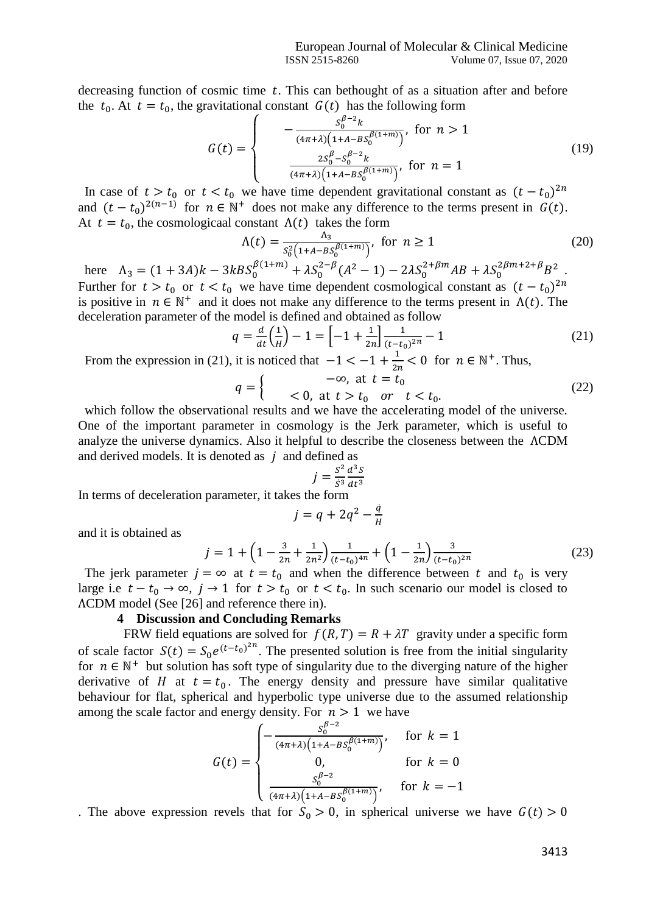decreasing function of cosmic time $t$. This can bethought of as a situation after and before the $t_0$. At $t = t_0$, the gravitational constant $G(t)$ has the following form

$$G(t) = \begin{cases} -\frac{S_0^{\beta-2}k}{(4\pi+\lambda)\left(1+A-BS_0^{\beta(1+m)}\right)}, & \text{for } n > 1 \\ \frac{2S_0^{\beta}-S_0^{\beta-2}k}{(4\pi+\lambda)\left(1+A-BS_0^{\beta(1+m)}\right)}, & \text{for } n = 1 \end{cases} \tag{19}$$

In case of $t > t_0$ or $t < t_0$ we have time dependent gravitational constant as $(t - t_0)^{2n}$ and $(t - t_0)^{2(n-1)}$ for $n \in \mathbb{N}^+$ does not make any difference to the terms present in $G(t)$. At $t = t_0$, the cosmologicaal constant $\Lambda(t)$ takes the form

$$\Lambda(t) = \frac{\Lambda_3}{S_0^2\left(1+A-BS_0^{\beta(1+m)}\right)}, \text{ for } n \geq 1 \tag{20}$$

here $\Lambda_3 = (1 + 3A)k - 3kBS_0^{\beta(1+m)} + \lambda S_0^{2-\beta}(A^2 - 1) - 2\lambda S_0^{2+\beta m}AB + \lambda S_0^{2\beta m+2+\beta}B^2$. Further for $t > t_0$ or $t < t_0$ we have time dependent cosmological constant as $(t - t_0)^{2n}$ is positive in $n \in \mathbb{N}^+$ and it does not make any difference to the terms present in $\Lambda(t)$. The deceleration parameter of the model is defined and obtained as follow

$$q = \frac{d}{dt}\left(\frac{1}{H}\right) - 1 = \left[-1 + \frac{1}{2n}\right]\frac{1}{(t-t_0)^{2n}} - 1 \tag{21}$$

From the expression in (21), it is noticed that $-1 < -1 + \frac{1}{2n} < 0$ for $n \in \mathbb{N}^+$. Thus,

$$q = \begin{cases} -\infty, & \text{at } t = t_0 \\ < 0, & \text{at } t > t_0 \quad or \quad t < t_0. \end{cases} \tag{22}$$

which follow the observational results and we have the accelerating model of the universe. One of the important parameter in cosmology is the Jerk parameter, which is useful to analyze the universe dynamics. Also it helpful to describe the closeness between the ΛCDM and derived models. It is denoted as $j$ and defined as

$$j = \frac{S^2}{\dot{S}^3}\frac{d^3S}{dt^3}$$

In terms of deceleration parameter, it takes the form

$$j = q + 2q^2 - \frac{\dot{q}}{H}$$

and it is obtained as

$$j = 1 + \left(1 - \frac{3}{2n} + \frac{1}{2n^2}\right)\frac{1}{(t-t_0)^{4n}} + \left(1 - \frac{1}{2n}\right)\frac{3}{(t-t_0)^{2n}} \tag{23}$$

The jerk parameter $j = \infty$ at $t = t_0$ and when the difference between $t$ and $t_0$ is very large i.e $t - t_0 \to \infty$, $j \to 1$ for $t > t_0$ or $t < t_0$. In such scenario our model is closed to ΛCDM model (See [26] and reference there in).

## 4 Discussion and Concluding Remarks

FRW field equations are solved for $f(R,T) = R + \lambda T$ gravity under a specific form of scale factor $S(t) = S_0 e^{(t-t_0)^{2n}}$. The presented solution is free from the initial singularity for $n \in \mathbb{N}^+$ but solution has soft type of singularity due to the diverging nature of the higher derivative of $H$ at $t = t_0$. The energy density and pressure have similar qualitative behaviour for flat, spherical and hyperbolic type universe due to the assumed relationship among the scale factor and energy density. For $n > 1$ we have

$$G(t) = \begin{cases} -\frac{S_0^{\beta-2}}{(4\pi+\lambda)\left(1+A-BS_0^{\beta(1+m)}\right)}, & \text{for } k = 1 \\ 0, & \text{for } k = 0 \\ \frac{S_0^{\beta-2}}{(4\pi+\lambda)\left(1+A-BS_0^{\beta(1+m)}\right)}, & \text{for } k = -1 \end{cases}$$

. The above expression revels that for $S_0 > 0$, in spherical universe we have $G(t) > 0$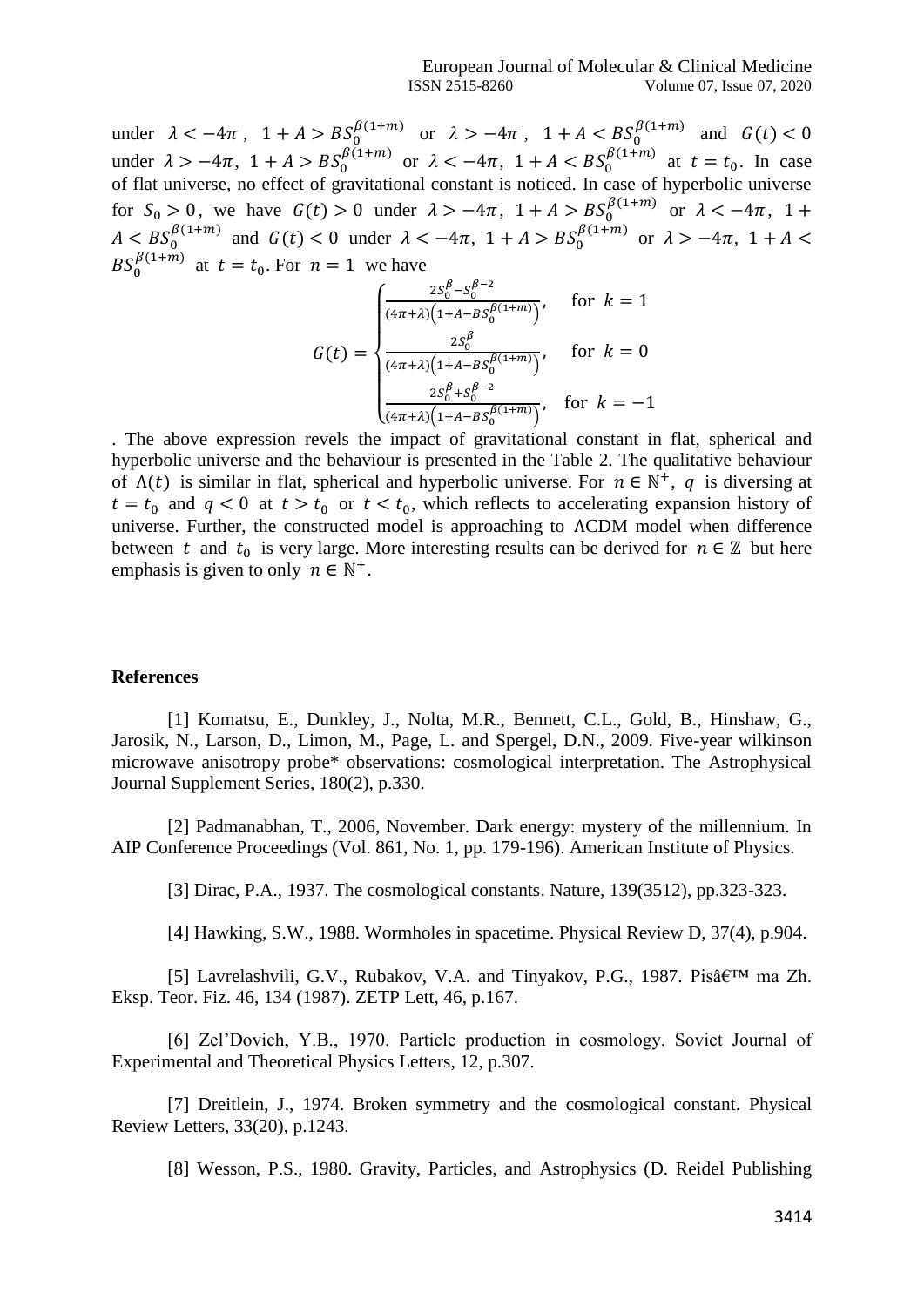under $\lambda < -4\pi$ , $1 + A > BS_0^{\beta(1+m)}$ or $\lambda > -4\pi$ , $1 + A < BS_0^{\beta(1+m)}$ and $G(t) < 0$ under $\lambda > -4\pi$, $1 + A > BS_0^{\beta(1+m)}$ or $\lambda < -4\pi$, $1 + A < BS_0^{\beta(1+m)}$ at $t = t_0$. In case of flat universe, no effect of gravitational constant is noticed. In case of hyperbolic universe for $S_0 > 0$, we have $G(t) > 0$ under $\lambda > -4\pi$, $1 + A > BS_0^{\beta(1+m)}$ or $\lambda < -4\pi$, $1 + A < BS_0^{\beta(1+m)}$ and $G(t) < 0$ under $\lambda < -4\pi$, $1 + A > BS_0^{\beta(1+m)}$ or $\lambda > -4\pi$, $1 + A < BS_0^{\beta(1+m)}$ at $t = t_0$. For $n = 1$ we have

$$G(t) = \begin{cases} \frac{2S_0^{\beta} - S_0^{\beta-2}}{(4\pi+\lambda)\left(1+A-BS_0^{\beta(1+m)}\right)}, & \text{for } k = 1 \\ \frac{2S_0^{\beta}}{(4\pi+\lambda)\left(1+A-BS_0^{\beta(1+m)}\right)}, & \text{for } k = 0 \\ \frac{2S_0^{\beta} + S_0^{\beta-2}}{(4\pi+\lambda)\left(1+A-BS_0^{\beta(1+m)}\right)}, & \text{for } k = -1 \end{cases}$$

. The above expression revels the impact of gravitational constant in flat, spherical and hyperbolic universe and the behaviour is presented in the Table 2. The qualitative behaviour of $\Lambda(t)$ is similar in flat, spherical and hyperbolic universe. For $n \in \mathbb{N}^+$, $q$ is diversing at $t = t_0$ and $q < 0$ at $t > t_0$ or $t < t_0$, which reflects to accelerating expansion history of universe. Further, the constructed model is approaching to ΛCDM model when difference between $t$ and $t_0$ is very large. More interesting results can be derived for $n \in \mathbb{Z}$ but here emphasis is given to only $n \in \mathbb{N}^+$.

**References**

[1] Komatsu, E., Dunkley, J., Nolta, M.R., Bennett, C.L., Gold, B., Hinshaw, G., Jarosik, N., Larson, D., Limon, M., Page, L. and Spergel, D.N., 2009. Five-year wilkinson microwave anisotropy probe* observations: cosmological interpretation. The Astrophysical Journal Supplement Series, 180(2), p.330.

[2] Padmanabhan, T., 2006, November. Dark energy: mystery of the millennium. In AIP Conference Proceedings (Vol. 861, No. 1, pp. 179-196). American Institute of Physics.

[3] Dirac, P.A., 1937. The cosmological constants. Nature, 139(3512), pp.323-323.

[4] Hawking, S.W., 1988. Wormholes in spacetime. Physical Review D, 37(4), p.904.

[5] Lavrelashvili, G.V., Rubakov, V.A. and Tinyakov, P.G., 1987. Pisâ€™ ma Zh. Eksp. Teor. Fiz. 46, 134 (1987). ZETP Lett, 46, p.167.

[6] Zel'Dovich, Y.B., 1970. Particle production in cosmology. Soviet Journal of Experimental and Theoretical Physics Letters, 12, p.307.

[7] Dreitlein, J., 1974. Broken symmetry and the cosmological constant. Physical Review Letters, 33(20), p.1243.

[8] Wesson, P.S., 1980. Gravity, Particles, and Astrophysics (D. Reidel Publishing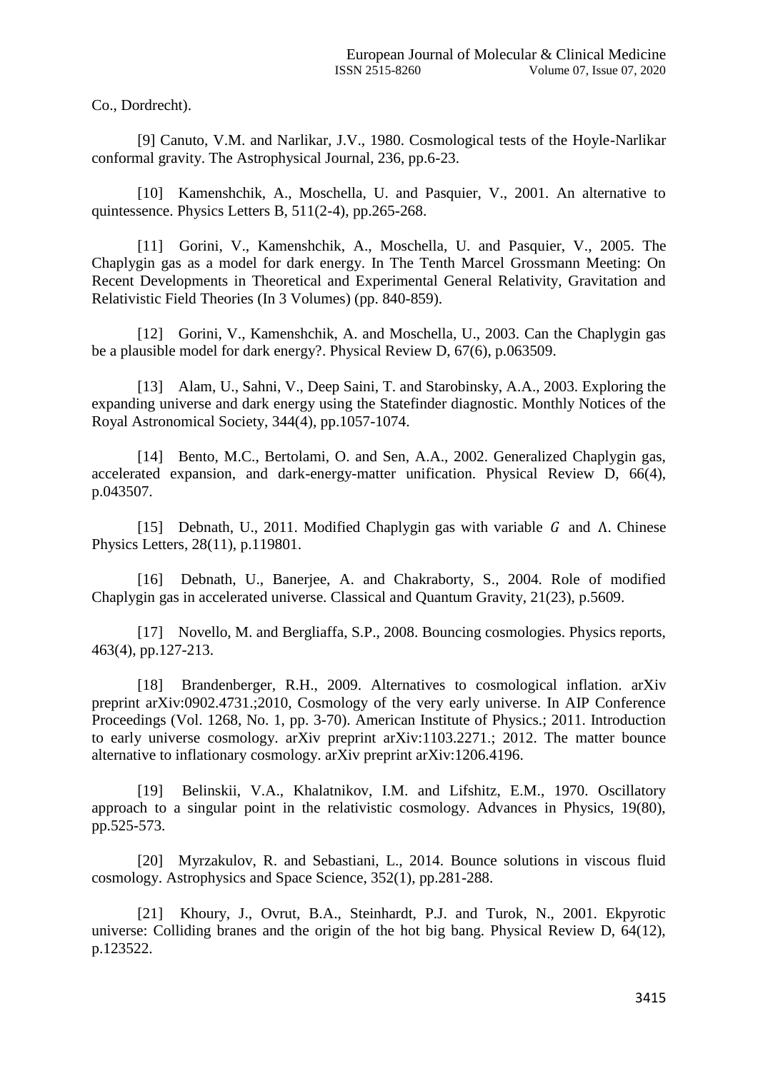Co., Dordrecht).

[9] Canuto, V.M. and Narlikar, J.V., 1980. Cosmological tests of the Hoyle-Narlikar conformal gravity. The Astrophysical Journal, 236, pp.6-23.

[10] Kamenshchik, A., Moschella, U. and Pasquier, V., 2001. An alternative to quintessence. Physics Letters B, 511(2-4), pp.265-268.

[11] Gorini, V., Kamenshchik, A., Moschella, U. and Pasquier, V., 2005. The Chaplygin gas as a model for dark energy. In The Tenth Marcel Grossmann Meeting: On Recent Developments in Theoretical and Experimental General Relativity, Gravitation and Relativistic Field Theories (In 3 Volumes) (pp. 840-859).

[12] Gorini, V., Kamenshchik, A. and Moschella, U., 2003. Can the Chaplygin gas be a plausible model for dark energy?. Physical Review D, 67(6), p.063509.

[13] Alam, U., Sahni, V., Deep Saini, T. and Starobinsky, A.A., 2003. Exploring the expanding universe and dark energy using the Statefinder diagnostic. Monthly Notices of the Royal Astronomical Society, 344(4), pp.1057-1074.

[14] Bento, M.C., Bertolami, O. and Sen, A.A., 2002. Generalized Chaplygin gas, accelerated expansion, and dark-energy-matter unification. Physical Review D, 66(4), p.043507.

[15] Debnath, U., 2011. Modified Chaplygin gas with variable $G$ and $\Lambda$. Chinese Physics Letters, 28(11), p.119801.

[16] Debnath, U., Banerjee, A. and Chakraborty, S., 2004. Role of modified Chaplygin gas in accelerated universe. Classical and Quantum Gravity, 21(23), p.5609.

[17] Novello, M. and Bergliaffa, S.P., 2008. Bouncing cosmologies. Physics reports, 463(4), pp.127-213.

[18] Brandenberger, R.H., 2009. Alternatives to cosmological inflation. arXiv preprint arXiv:0902.4731.;2010, Cosmology of the very early universe. In AIP Conference Proceedings (Vol. 1268, No. 1, pp. 3-70). American Institute of Physics.; 2011. Introduction to early universe cosmology. arXiv preprint arXiv:1103.2271.; 2012. The matter bounce alternative to inflationary cosmology. arXiv preprint arXiv:1206.4196.

[19] Belinskii, V.A., Khalatnikov, I.M. and Lifshitz, E.M., 1970. Oscillatory approach to a singular point in the relativistic cosmology. Advances in Physics, 19(80), pp.525-573.

[20] Myrzakulov, R. and Sebastiani, L., 2014. Bounce solutions in viscous fluid cosmology. Astrophysics and Space Science, 352(1), pp.281-288.

[21] Khoury, J., Ovrut, B.A., Steinhardt, P.J. and Turok, N., 2001. Ekpyrotic universe: Colliding branes and the origin of the hot big bang. Physical Review D, 64(12), p.123522.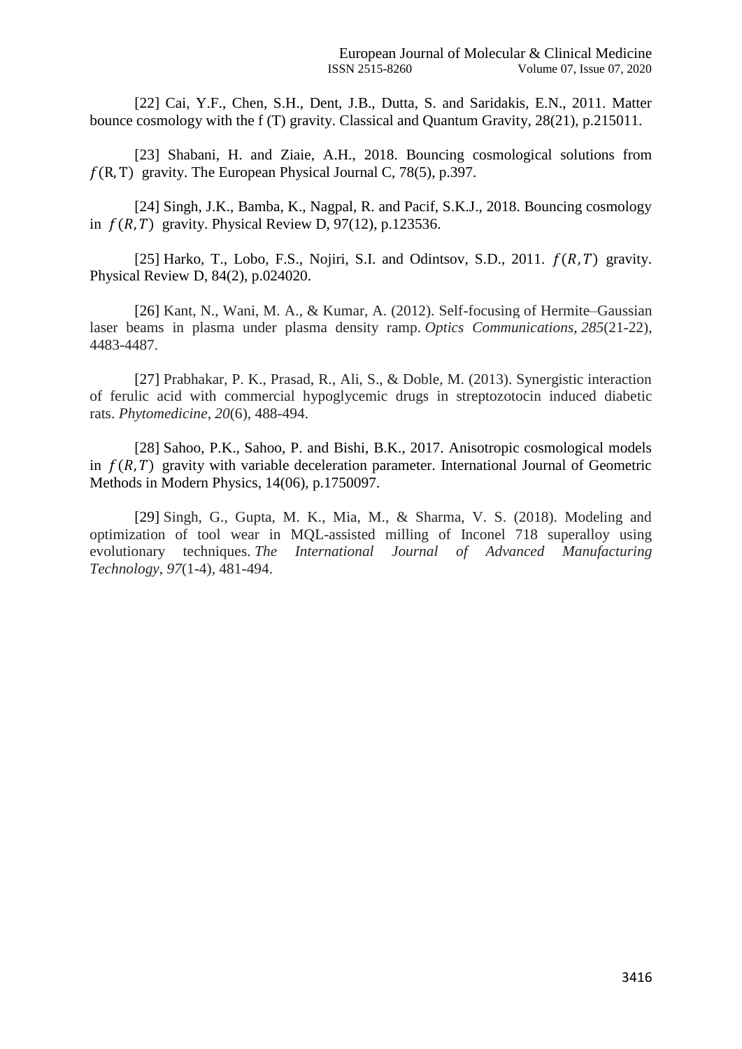[22] Cai, Y.F., Chen, S.H., Dent, J.B., Dutta, S. and Saridakis, E.N., 2011. Matter bounce cosmology with the f (T) gravity. Classical and Quantum Gravity, 28(21), p.215011.

[23] Shabani, H. and Ziaie, A.H., 2018. Bouncing cosmological solutions from $f(\mathrm{R}, \mathrm{T})$ gravity. The European Physical Journal C, 78(5), p.397.

[24] Singh, J.K., Bamba, K., Nagpal, R. and Pacif, S.K.J., 2018. Bouncing cosmology in $f(R, T)$ gravity. Physical Review D, 97(12), p.123536.

[25] Harko, T., Lobo, F.S., Nojiri, S.I. and Odintsov, S.D., 2011. $f(R, T)$ gravity. Physical Review D, 84(2), p.024020.

[26] Kant, N., Wani, M. A., & Kumar, A. (2012). Self-focusing of Hermite–Gaussian laser beams in plasma under plasma density ramp. *Optics Communications*, *285*(21-22), 4483-4487.

[27] Prabhakar, P. K., Prasad, R., Ali, S., & Doble, M. (2013). Synergistic interaction of ferulic acid with commercial hypoglycemic drugs in streptozotocin induced diabetic rats. *Phytomedicine*, *20*(6), 488-494.

[28] Sahoo, P.K., Sahoo, P. and Bishi, B.K., 2017. Anisotropic cosmological models in $f(R, T)$ gravity with variable deceleration parameter. International Journal of Geometric Methods in Modern Physics, 14(06), p.1750097.

[29] Singh, G., Gupta, M. K., Mia, M., & Sharma, V. S. (2018). Modeling and optimization of tool wear in MQL-assisted milling of Inconel 718 superalloy using evolutionary techniques. *The International Journal of Advanced Manufacturing Technology*, *97*(1-4), 481-494.